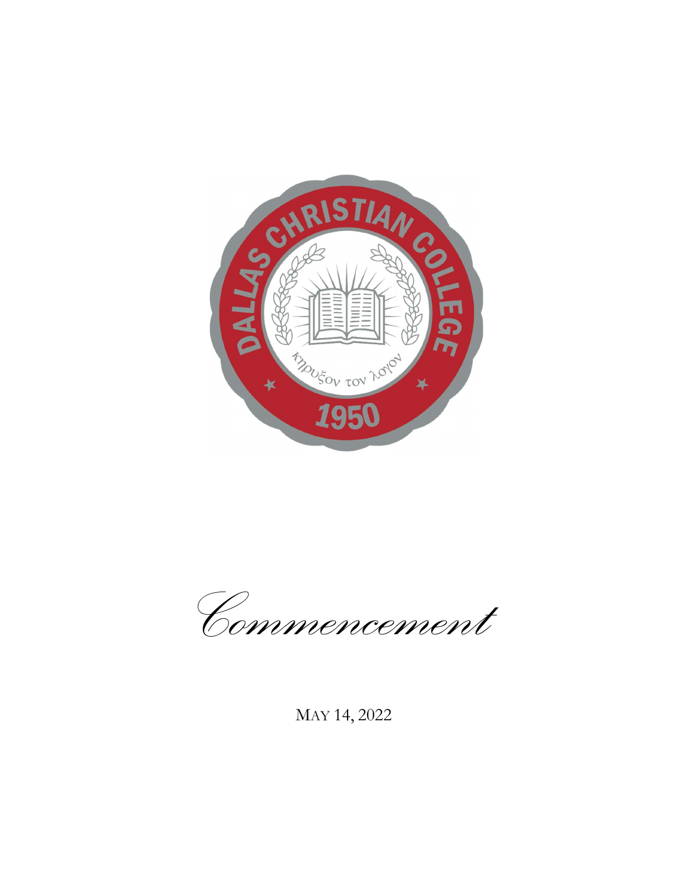DALLAS CHRISTIAN COLLEGE

κηρυξον τον λογον

1950

# *Commencement*

MAY 14, 2022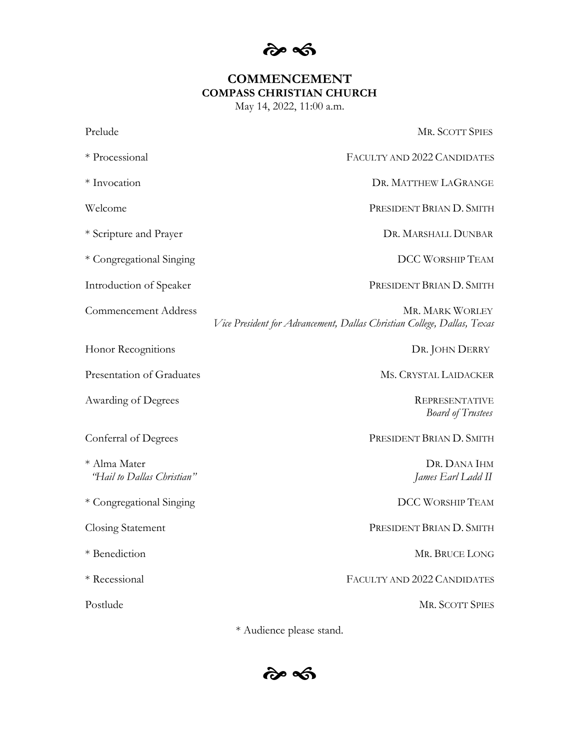# COMMENCEMENT

## COMPASS CHRISTIAN CHURCH

May 14, 2022, 11:00 a.m.

| | |
|---|---|
| Prelude | MR. SCOTT SPIES |
| * Processional | FACULTY AND 2022 CANDIDATES |
| * Invocation | DR. MATTHEW LAGRANGE |
| Welcome | PRESIDENT BRIAN D. SMITH |
| * Scripture and Prayer | DR. MARSHALL DUNBAR |
| * Congregational Singing | DCC WORSHIP TEAM |
| Introduction of Speaker | PRESIDENT BRIAN D. SMITH |
| Commencement Address | MR. MARK WORLEY<br>*Vice President for Advancement, Dallas Christian College, Dallas, Texas* |
| Honor Recognitions | DR. JOHN DERRY |
| Presentation of Graduates | MS. CRYSTAL LAIDACKER |
| Awarding of Degrees | REPRESENTATIVE<br>*Board of Trustees* |
| Conferral of Degrees | PRESIDENT BRIAN D. SMITH |
| * Alma Mater<br>*"Hail to Dallas Christian"* | DR. DANA IHM<br>*James Earl Ladd II* |
| * Congregational Singing | DCC WORSHIP TEAM |
| Closing Statement | PRESIDENT BRIAN D. SMITH |
| * Benediction | MR. BRUCE LONG |
| * Recessional | FACULTY AND 2022 CANDIDATES |
| Postlude | MR. SCOTT SPIES |

* Audience please stand.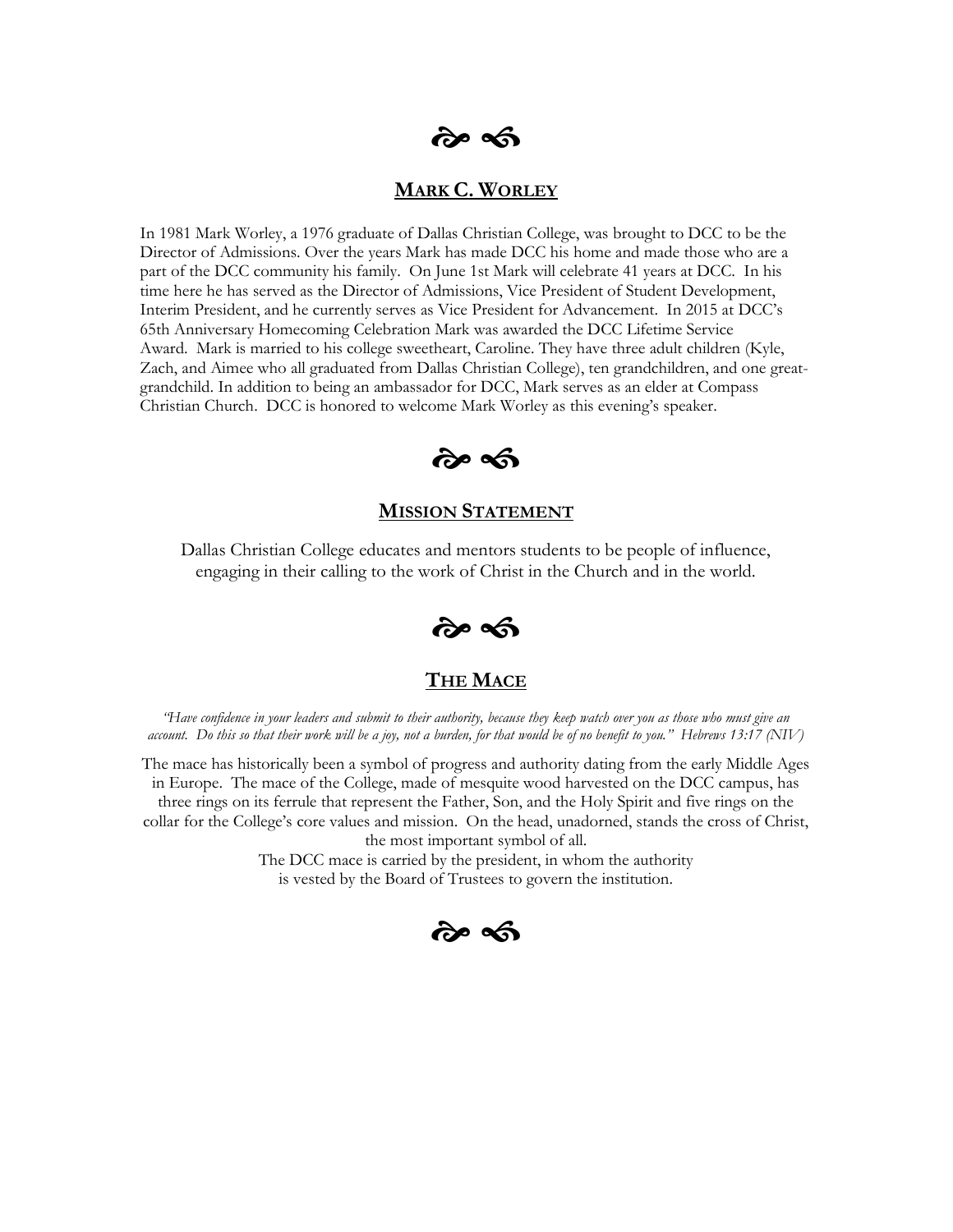## MARK C. WORLEY

In 1981 Mark Worley, a 1976 graduate of Dallas Christian College, was brought to DCC to be the Director of Admissions. Over the years Mark has made DCC his home and made those who are a part of the DCC community his family. On June 1st Mark will celebrate 41 years at DCC. In his time here he has served as the Director of Admissions, Vice President of Student Development, Interim President, and he currently serves as Vice President for Advancement. In 2015 at DCC's 65th Anniversary Homecoming Celebration Mark was awarded the DCC Lifetime Service Award. Mark is married to his college sweetheart, Caroline. They have three adult children (Kyle, Zach, and Aimee who all graduated from Dallas Christian College), ten grandchildren, and one great-grandchild. In addition to being an ambassador for DCC, Mark serves as an elder at Compass Christian Church. DCC is honored to welcome Mark Worley as this evening's speaker.

## MISSION STATEMENT

Dallas Christian College educates and mentors students to be people of influence, engaging in their calling to the work of Christ in the Church and in the world.

## THE MACE

*"Have confidence in your leaders and submit to their authority, because they keep watch over you as those who must give an account. Do this so that their work will be a joy, not a burden, for that would be of no benefit to you." Hebrews 13:17 (NIV)*

The mace has historically been a symbol of progress and authority dating from the early Middle Ages in Europe. The mace of the College, made of mesquite wood harvested on the DCC campus, has three rings on its ferrule that represent the Father, Son, and the Holy Spirit and five rings on the collar for the College's core values and mission. On the head, unadorned, stands the cross of Christ, the most important symbol of all.

The DCC mace is carried by the president, in whom the authority is vested by the Board of Trustees to govern the institution.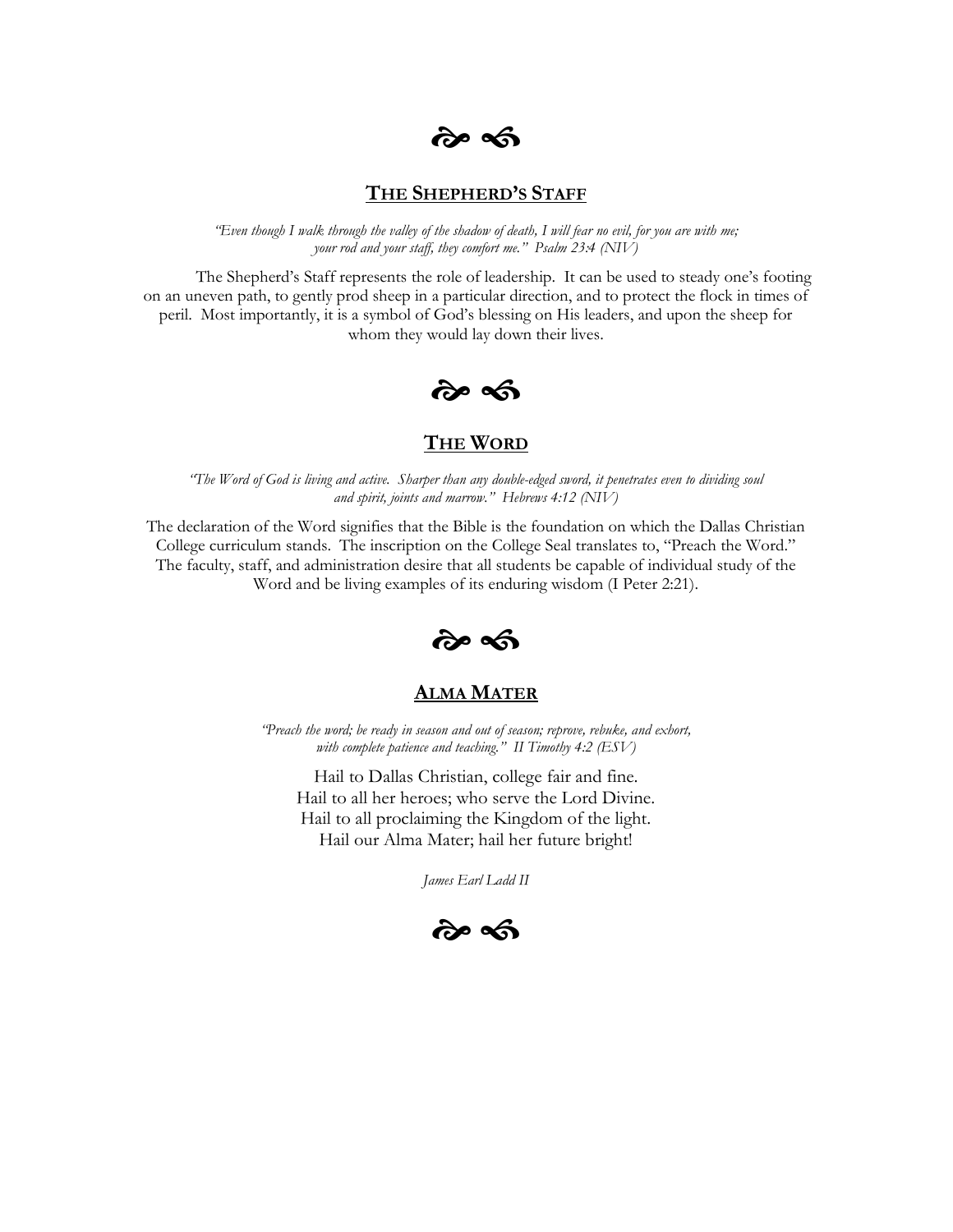❧ ☙

## THE SHEPHERD'S STAFF

*"Even though I walk through the valley of the shadow of death, I will fear no evil, for you are with me; your rod and your staff, they comfort me." Psalm 23:4 (NIV)*

The Shepherd's Staff represents the role of leadership. It can be used to steady one's footing on an uneven path, to gently prod sheep in a particular direction, and to protect the flock in times of peril. Most importantly, it is a symbol of God's blessing on His leaders, and upon the sheep for whom they would lay down their lives.

❧ ☙

## THE WORD

*"The Word of God is living and active. Sharper than any double-edged sword, it penetrates even to dividing soul and spirit, joints and marrow." Hebrews 4:12 (NIV)*

The declaration of the Word signifies that the Bible is the foundation on which the Dallas Christian College curriculum stands. The inscription on the College Seal translates to, "Preach the Word." The faculty, staff, and administration desire that all students be capable of individual study of the Word and be living examples of its enduring wisdom (I Peter 2:21).

❧ ☙

## ALMA MATER

*"Preach the word; be ready in season and out of season; reprove, rebuke, and exhort, with complete patience and teaching." II Timothy 4:2 (ESV)*

Hail to Dallas Christian, college fair and fine.
Hail to all her heroes; who serve the Lord Divine.
Hail to all proclaiming the Kingdom of the light.
Hail our Alma Mater; hail her future bright!

*James Earl Ladd II*

❧ ☙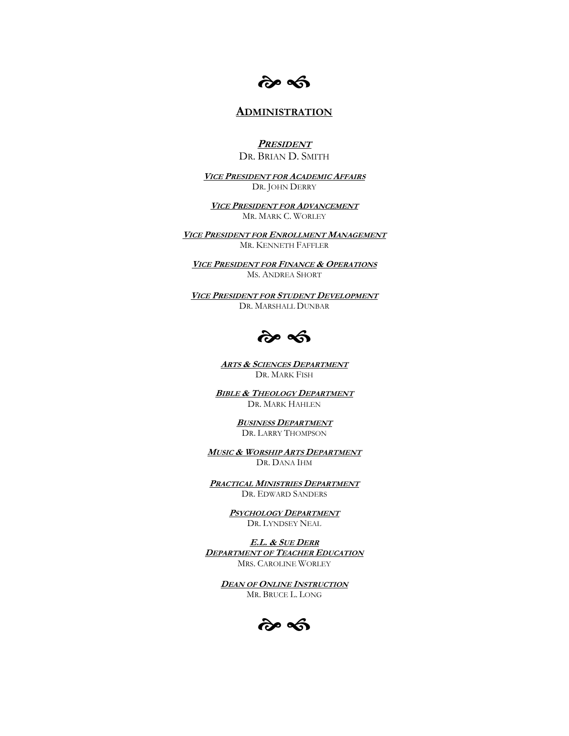## ADMINISTRATION

***PRESIDENT***

DR. BRIAN D. SMITH

***VICE PRESIDENT FOR ACADEMIC AFFAIRS***

DR. JOHN DERRY

***VICE PRESIDENT FOR ADVANCEMENT***

MR. MARK C. WORLEY

***VICE PRESIDENT FOR ENROLLMENT MANAGEMENT***

MR. KENNETH FAFFLER

***VICE PRESIDENT FOR FINANCE & OPERATIONS***

MS. ANDREA SHORT

***VICE PRESIDENT FOR STUDENT DEVELOPMENT***

DR. MARSHALL DUNBAR

***ARTS & SCIENCES DEPARTMENT***

DR. MARK FISH

***BIBLE & THEOLOGY DEPARTMENT***

DR. MARK HAHLEN

***BUSINESS DEPARTMENT***

DR. LARRY THOMPSON

***MUSIC & WORSHIP ARTS DEPARTMENT***

DR. DANA IHM

***PRACTICAL MINISTRIES DEPARTMENT***

DR. EDWARD SANDERS

***PSYCHOLOGY DEPARTMENT***

DR. LYNDSEY NEAL

***E.L. & SUE DERR***
***DEPARTMENT OF TEACHER EDUCATION***

MRS. CAROLINE WORLEY

***DEAN OF ONLINE INSTRUCTION***

MR. BRUCE L. LONG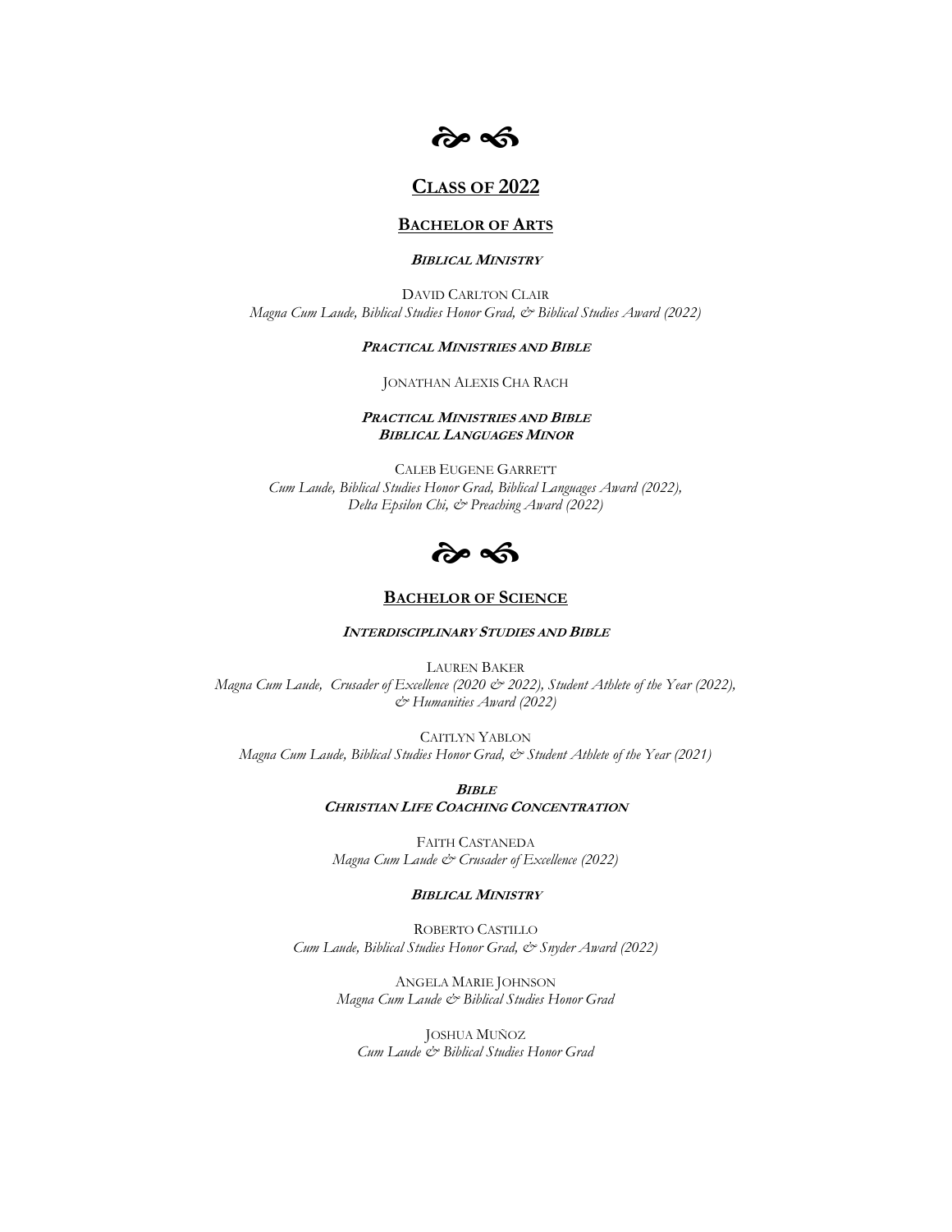❧ ☙

## Class of 2022

### Bachelor of Arts

***Biblical Ministry***

David Carlton Clair
*Magna Cum Laude, Biblical Studies Honor Grad, & Biblical Studies Award (2022)*

***Practical Ministries and Bible***

Jonathan Alexis Cha Rach

***Practical Ministries and Bible***
***Biblical Languages Minor***

Caleb Eugene Garrett
*Cum Laude, Biblical Studies Honor Grad, Biblical Languages Award (2022), Delta Epsilon Chi, & Preaching Award (2022)*

❧ ☙

### Bachelor of Science

***Interdisciplinary Studies and Bible***

Lauren Baker
*Magna Cum Laude, Crusader of Excellence (2020 & 2022), Student Athlete of the Year (2022), & Humanities Award (2022)*

Caitlyn Yablon
*Magna Cum Laude, Biblical Studies Honor Grad, & Student Athlete of the Year (2021)*

***Bible***
***Christian Life Coaching Concentration***

Faith Castaneda
*Magna Cum Laude & Crusader of Excellence (2022)*

***Biblical Ministry***

Roberto Castillo
*Cum Laude, Biblical Studies Honor Grad, & Snyder Award (2022)*

Angela Marie Johnson
*Magna Cum Laude & Biblical Studies Honor Grad*

Joshua Muñoz
*Cum Laude & Biblical Studies Honor Grad*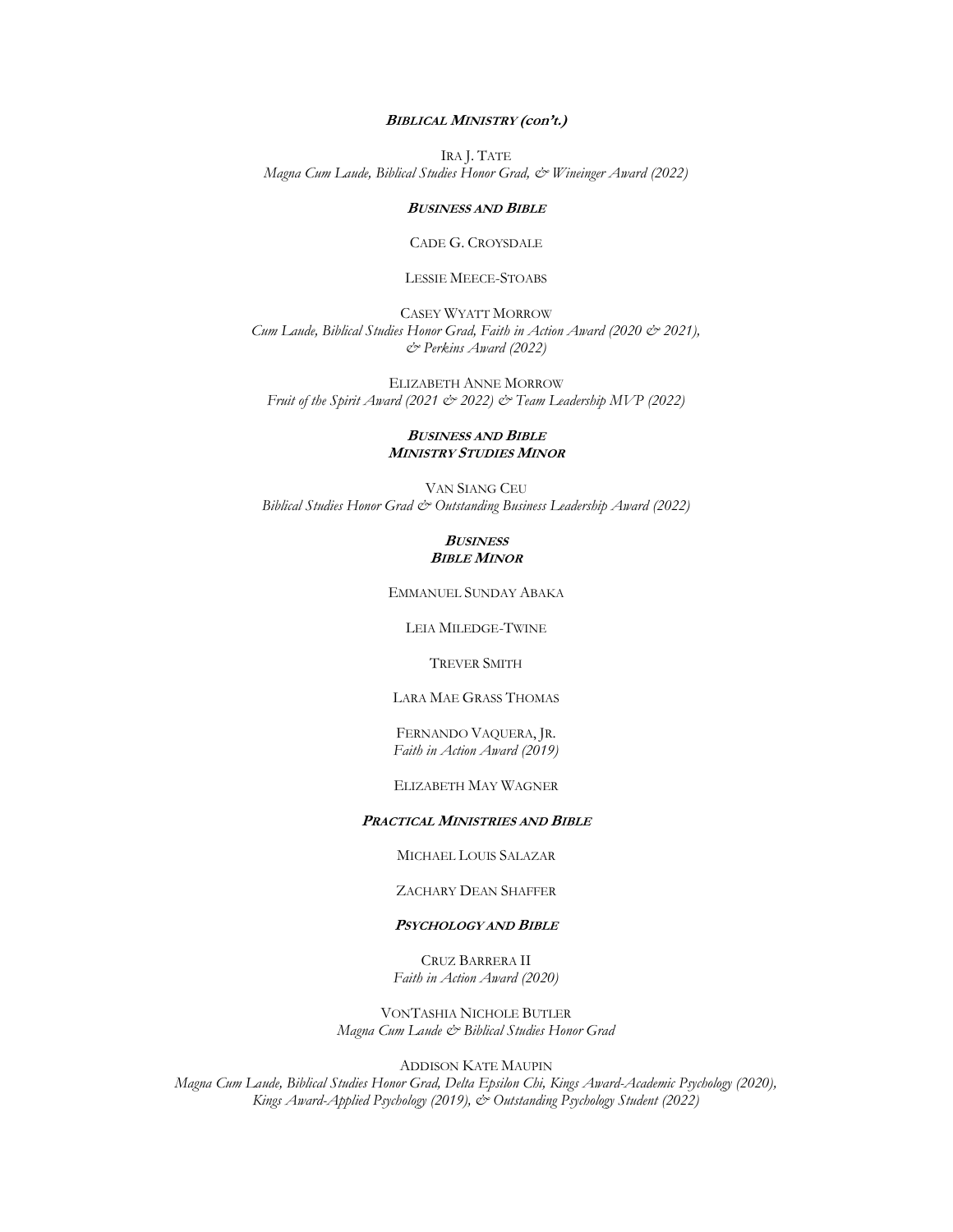### ***Biblical Ministry (con't.)***

Ira J. Tate
*Magna Cum Laude, Biblical Studies Honor Grad, & Wineinger Award (2022)*

### ***Business and Bible***

Cade G. Croysdale

Lessie Meece-Stoabs

Casey Wyatt Morrow
*Cum Laude, Biblical Studies Honor Grad, Faith in Action Award (2020 & 2021), & Perkins Award (2022)*

Elizabeth Anne Morrow
*Fruit of the Spirit Award (2021 & 2022) & Team Leadership MVP (2022)*

### ***Business and Bible***
### ***Ministry Studies Minor***

Van Siang Ceu
*Biblical Studies Honor Grad & Outstanding Business Leadership Award (2022)*

### ***Business***
### ***Bible Minor***

Emmanuel Sunday Abaka

Leia Miledge-Twine

Trever Smith

Lara Mae Grass Thomas

Fernando Vaquera, Jr.
*Faith in Action Award (2019)*

Elizabeth May Wagner

### ***Practical Ministries and Bible***

Michael Louis Salazar

Zachary Dean Shaffer

### ***Psychology and Bible***

Cruz Barrera II
*Faith in Action Award (2020)*

VonTashia Nichole Butler
*Magna Cum Laude & Biblical Studies Honor Grad*

Addison Kate Maupin
*Magna Cum Laude, Biblical Studies Honor Grad, Delta Epsilon Chi, Kings Award-Academic Psychology (2020), Kings Award-Applied Psychology (2019), & Outstanding Psychology Student (2022)*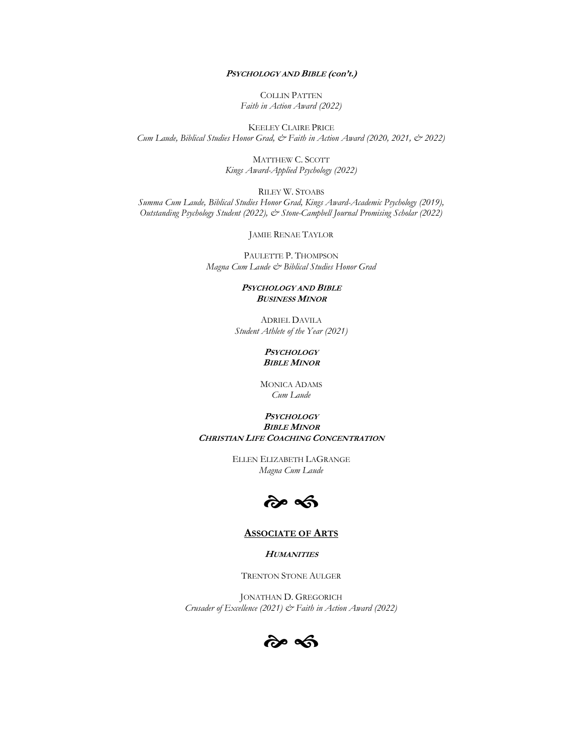**PSYCHOLOGY AND BIBLE (con't.)**

COLLIN PATTEN
*Faith in Action Award (2022)*

KEELEY CLAIRE PRICE
*Cum Laude, Biblical Studies Honor Grad, & Faith in Action Award (2020, 2021, & 2022)*

MATTHEW C. SCOTT
*Kings Award-Applied Psychology (2022)*

RILEY W. STOABS
*Summa Cum Laude, Biblical Studies Honor Grad, Kings Award-Academic Psychology (2019), Outstanding Psychology Student (2022), & Stone-Campbell Journal Promising Scholar (2022)*

JAMIE RENAE TAYLOR

PAULETTE P. THOMPSON
*Magna Cum Laude & Biblical Studies Honor Grad*

**PSYCHOLOGY AND BIBLE**
**BUSINESS MINOR**

ADRIEL DAVILA
*Student Athlete of the Year (2021)*

**PSYCHOLOGY**
**BIBLE MINOR**

MONICA ADAMS
*Cum Laude*

**PSYCHOLOGY**
**BIBLE MINOR**
**CHRISTIAN LIFE COACHING CONCENTRATION**

ELLEN ELIZABETH LAGRANGE
*Magna Cum Laude*

## ASSOCIATE OF ARTS

**HUMANITIES**

TRENTON STONE AULGER

JONATHAN D. GREGORICH
*Crusader of Excellence (2021) & Faith in Action Award (2022)*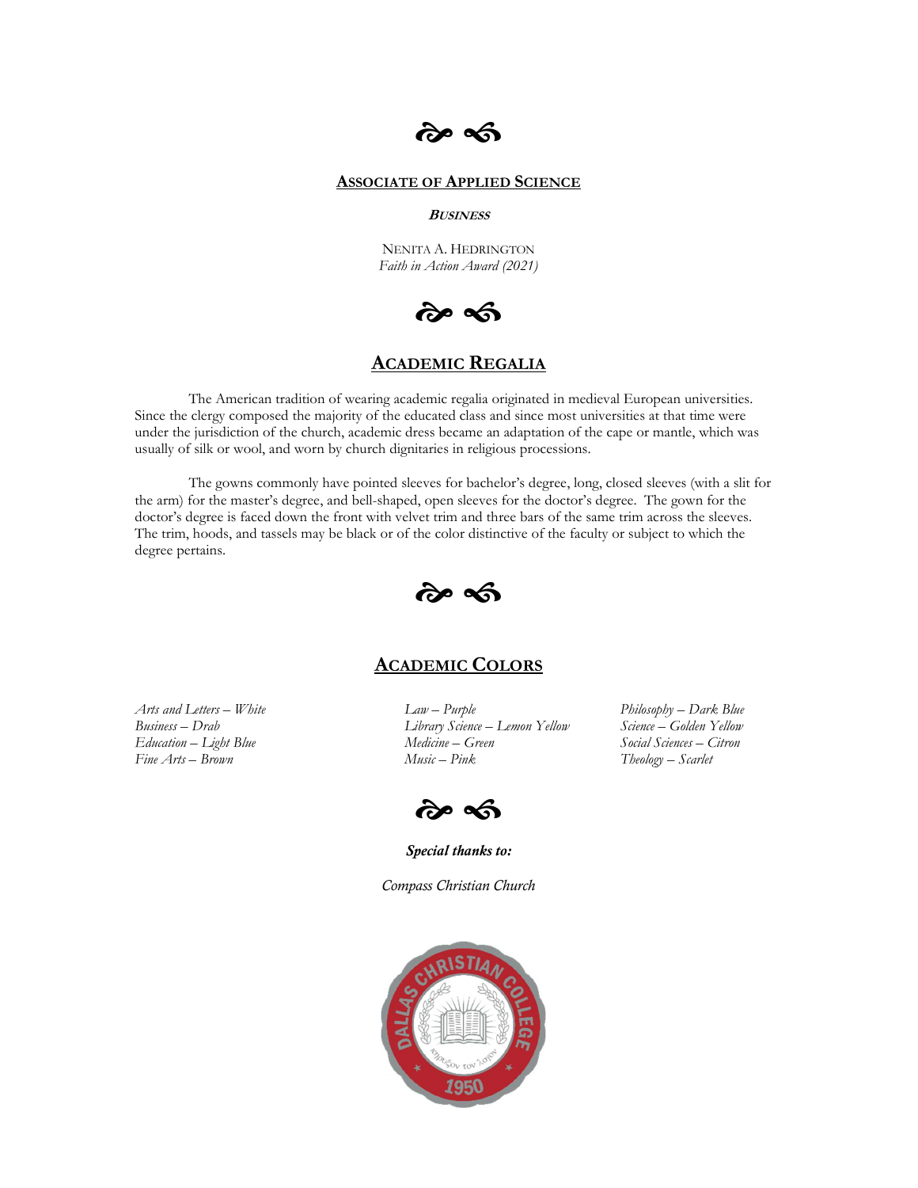## ASSOCIATE OF APPLIED SCIENCE

***BUSINESS***

NENITA A. HEDRINGTON
*Faith in Action Award (2021)*

## ACADEMIC REGALIA

The American tradition of wearing academic regalia originated in medieval European universities. Since the clergy composed the majority of the educated class and since most universities at that time were under the jurisdiction of the church, academic dress became an adaptation of the cape or mantle, which was usually of silk or wool, and worn by church dignitaries in religious processions.

The gowns commonly have pointed sleeves for bachelor's degree, long, closed sleeves (with a slit for the arm) for the master's degree, and bell-shaped, open sleeves for the doctor's degree. The gown for the doctor's degree is faced down the front with velvet trim and three bars of the same trim across the sleeves. The trim, hoods, and tassels may be black or of the color distinctive of the faculty or subject to which the degree pertains.

## ACADEMIC COLORS

*Arts and Letters – White*
*Business – Drab*
*Education – Light Blue*
*Fine Arts – Brown*
*Law – Purple*
*Library Science – Lemon Yellow*
*Medicine – Green*
*Music – Pink*
*Philosophy – Dark Blue*
*Science – Golden Yellow*
*Social Sciences – Citron*
*Theology – Scarlet*

***Special thanks to:***

Compass Christian Church